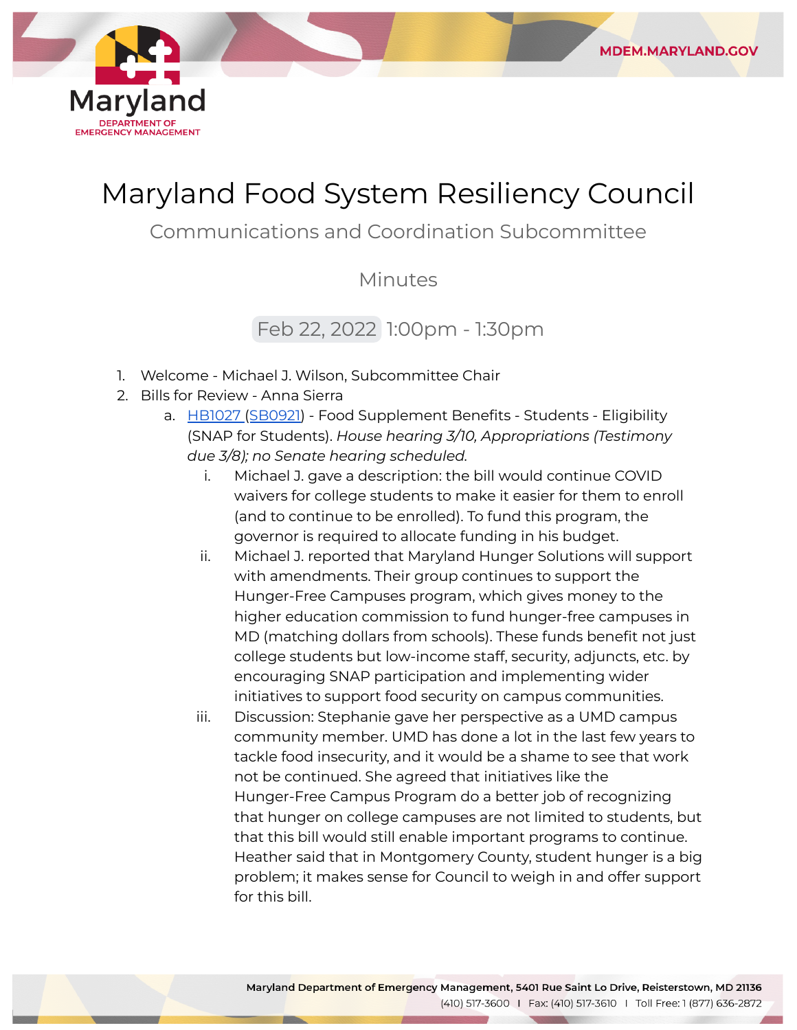# Maryland Food System Resiliency Council

## Communications and Coordination Subcommittee

### Minutes

Feb 22, 2022 1:00pm - 1:30pm

1. Welcome - Michael J. Wilson, Subcommittee Chair
2. Bills for Review - Anna Sierra
   a. HB1027 (SB0921) - Food Supplement Benefits - Students - Eligibility (SNAP for Students). *House hearing 3/10, Appropriations (Testimony due 3/8); no Senate hearing scheduled.*
      i. Michael J. gave a description: the bill would continue COVID waivers for college students to make it easier for them to enroll (and to continue to be enrolled). To fund this program, the governor is required to allocate funding in his budget.
      ii. Michael J. reported that Maryland Hunger Solutions will support with amendments. Their group continues to support the Hunger-Free Campuses program, which gives money to the higher education commission to fund hunger-free campuses in MD (matching dollars from schools). These funds benefit not just college students but low-income staff, security, adjuncts, etc. by encouraging SNAP participation and implementing wider initiatives to support food security on campus communities.
      iii. Discussion: Stephanie gave her perspective as a UMD campus community member. UMD has done a lot in the last few years to tackle food insecurity, and it would be a shame to see that work not be continued. She agreed that initiatives like the Hunger-Free Campus Program do a better job of recognizing that hunger on college campuses are not limited to students, but that this bill would still enable important programs to continue. Heather said that in Montgomery County, student hunger is a big problem; it makes sense for Council to weigh in and offer support for this bill.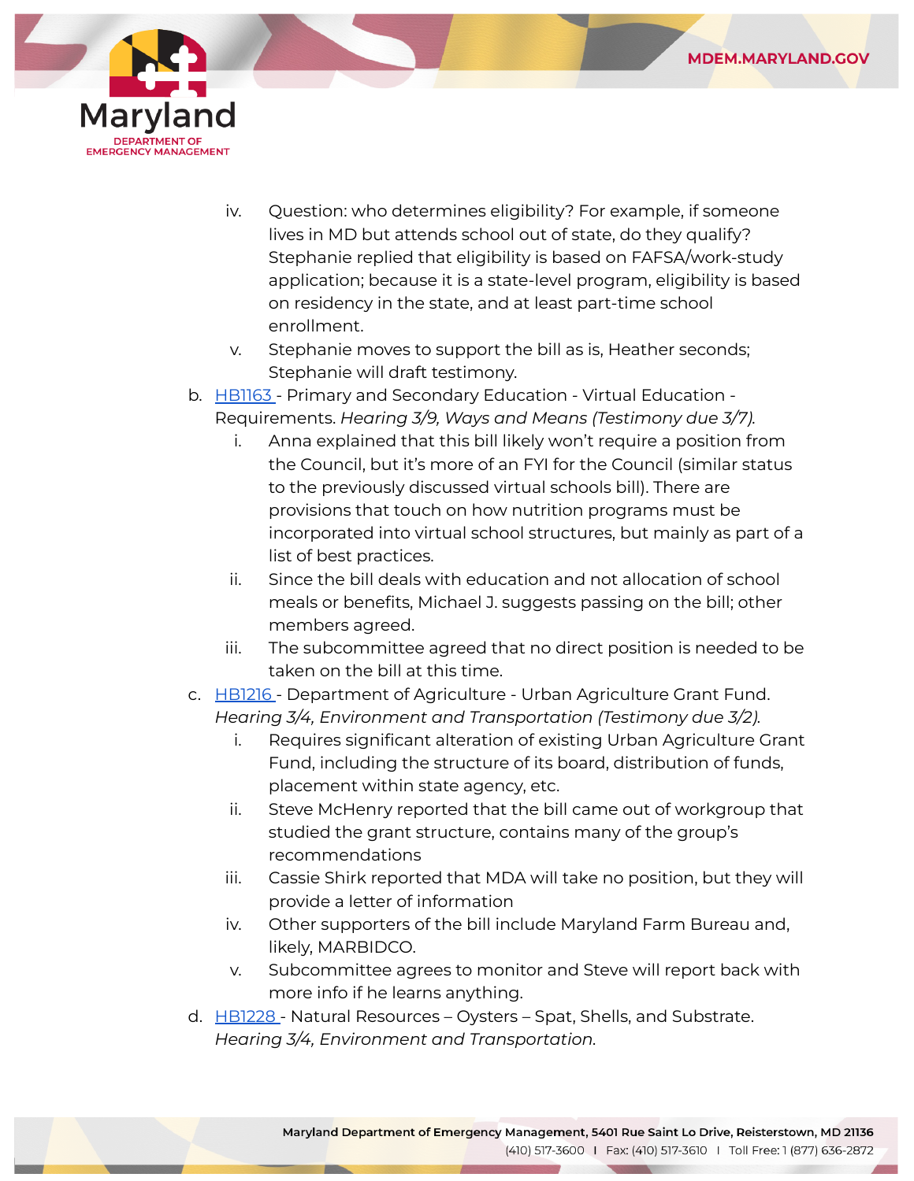iv. Question: who determines eligibility? For example, if someone lives in MD but attends school out of state, do they qualify? Stephanie replied that eligibility is based on FAFSA/work-study application; because it is a state-level program, eligibility is based on residency in the state, and at least part-time school enrollment.
    v. Stephanie moves to support the bill as is, Heather seconds; Stephanie will draft testimony.

b. [HB1163](#) - Primary and Secondary Education - Virtual Education - Requirements. *Hearing 3/9, Ways and Means (Testimony due 3/7).*
    i. Anna explained that this bill likely won't require a position from the Council, but it's more of an FYI for the Council (similar status to the previously discussed virtual schools bill). There are provisions that touch on how nutrition programs must be incorporated into virtual school structures, but mainly as part of a list of best practices.
    ii. Since the bill deals with education and not allocation of school meals or benefits, Michael J. suggests passing on the bill; other members agreed.
    iii. The subcommittee agreed that no direct position is needed to be taken on the bill at this time.

c. [HB1216](#) - Department of Agriculture - Urban Agriculture Grant Fund. *Hearing 3/4, Environment and Transportation (Testimony due 3/2).*
    i. Requires significant alteration of existing Urban Agriculture Grant Fund, including the structure of its board, distribution of funds, placement within state agency, etc.
    ii. Steve McHenry reported that the bill came out of workgroup that studied the grant structure, contains many of the group's recommendations
    iii. Cassie Shirk reported that MDA will take no position, but they will provide a letter of information
    iv. Other supporters of the bill include Maryland Farm Bureau and, likely, MARBIDCO.
    v. Subcommittee agrees to monitor and Steve will report back with more info if he learns anything.

d. [HB1228](#) - Natural Resources – Oysters – Spat, Shells, and Substrate. *Hearing 3/4, Environment and Transportation.*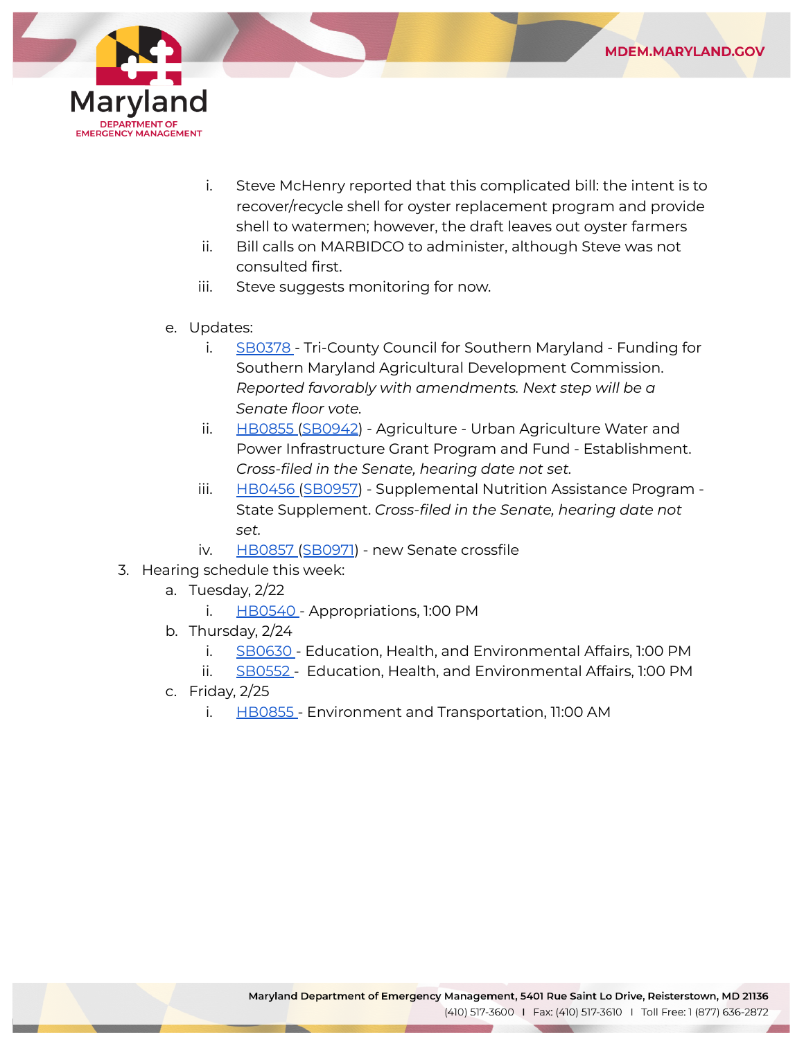i. Steve McHenry reported that this complicated bill: the intent is to recover/recycle shell for oyster replacement program and provide shell to watermen; however, the draft leaves out oyster farmers
   ii. Bill calls on MARBIDCO to administer, although Steve was not consulted first.
   iii. Steve suggests monitoring for now.

e. Updates:
   i. SB0378 - Tri-County Council for Southern Maryland - Funding for Southern Maryland Agricultural Development Commission. *Reported favorably with amendments. Next step will be a Senate floor vote.*
   ii. HB0855 (SB0942) - Agriculture - Urban Agriculture Water and Power Infrastructure Grant Program and Fund - Establishment. *Cross-filed in the Senate, hearing date not set.*
   iii. HB0456 (SB0957) - Supplemental Nutrition Assistance Program - State Supplement. *Cross-filed in the Senate, hearing date not set.*
   iv. HB0857 (SB0971) - new Senate crossfile

3. Hearing schedule this week:
   a. Tuesday, 2/22
      i. HB0540 - Appropriations, 1:00 PM
   b. Thursday, 2/24
      i. SB0630 - Education, Health, and Environmental Affairs, 1:00 PM
      ii. SB0552 - Education, Health, and Environmental Affairs, 1:00 PM
   c. Friday, 2/25
      i. HB0855 - Environment and Transportation, 11:00 AM